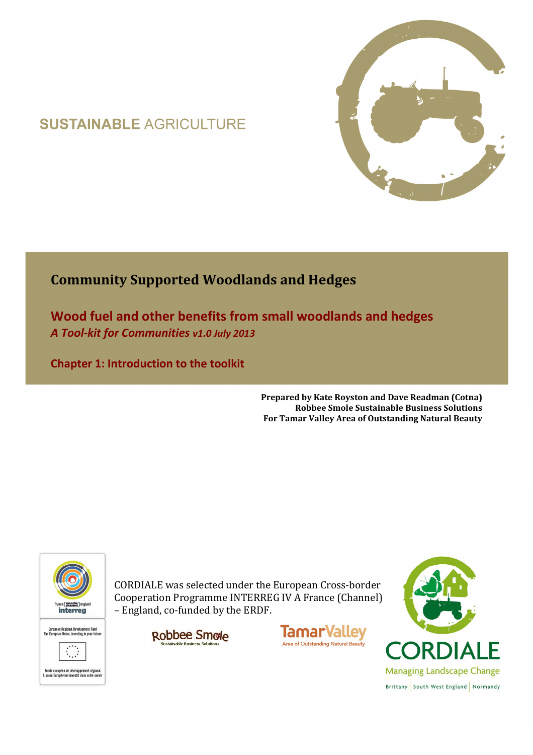SUSTAINABLE AGRICULTURE

# Community Supported Woodlands and Hedges

## Wood fuel and other benefits from small woodlands and hedges

*A Tool-kit for Communities v1.0 July 2013*

## Chapter 1: Introduction to the toolkit

**Prepared by Kate Royston and Dave Readman (Cotna)**
**Robbee Smole Sustainable Business Solutions**
**For Tamar Valley Area of Outstanding Natural Beauty**

CORDIALE was selected under the European Cross-border Cooperation Programme INTERREG IV A France (Channel) – England, co-funded by the ERDF.

France (manche channel) england interreg

European Regional Development Fund
The European Union, investing in your future

Fonds européen de développement régional
L'union Européenne investit dans votre avenir

Robbee Smole Sustainable Business Solutions

TamarValley Area of Outstanding Natural Beauty

CORDIALE Managing Landscape Change

Brittany | South West England | Normandy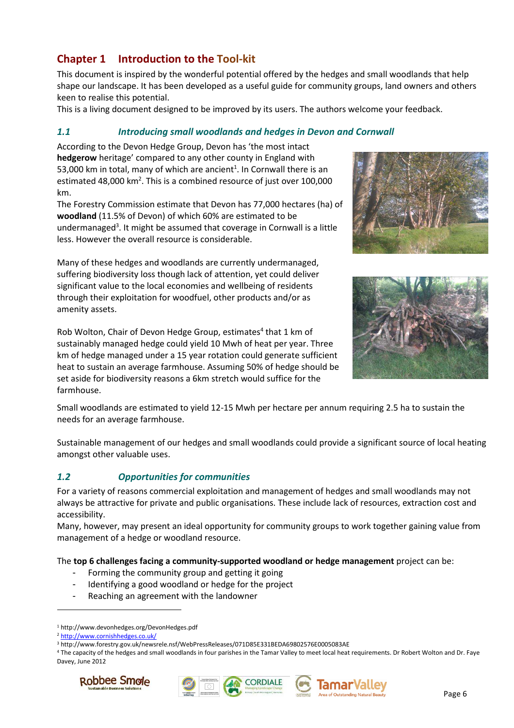## Chapter 1 Introduction to the Tool-kit

This document is inspired by the wonderful potential offered by the hedges and small woodlands that help shape our landscape. It has been developed as a useful guide for community groups, land owners and others keen to realise this potential.

This is a living document designed to be improved by its users. The authors welcome your feedback.

### *1.1 Introducing small woodlands and hedges in Devon and Cornwall*

According to the Devon Hedge Group, Devon has 'the most intact **hedgerow** heritage' compared to any other county in England with 53,000 km in total, many of which are ancient[1]. In Cornwall there is an estimated 48,000 km[2]. This is a combined resource of just over 100,000 km.

The Forestry Commission estimate that Devon has 77,000 hectares (ha) of **woodland** (11.5% of Devon) of which 60% are estimated to be undermanaged[3]. It might be assumed that coverage in Cornwall is a little less. However the overall resource is considerable.

Many of these hedges and woodlands are currently undermanaged, suffering biodiversity loss though lack of attention, yet could deliver significant value to the local economies and wellbeing of residents through their exploitation for woodfuel, other products and/or as amenity assets.

Rob Wolton, Chair of Devon Hedge Group, estimates[4] that 1 km of sustainably managed hedge could yield 10 Mwh of heat per year. Three km of hedge managed under a 15 year rotation could generate sufficient heat to sustain an average farmhouse. Assuming 50% of hedge should be set aside for biodiversity reasons a 6km stretch would suffice for the farmhouse.

Small woodlands are estimated to yield 12-15 Mwh per hectare per annum requiring 2.5 ha to sustain the needs for an average farmhouse.

Sustainable management of our hedges and small woodlands could provide a significant source of local heating amongst other valuable uses.

### *1.2 Opportunities for communities*

For a variety of reasons commercial exploitation and management of hedges and small woodlands may not always be attractive for private and public organisations. These include lack of resources, extraction cost and accessibility.

Many, however, may present an ideal opportunity for community groups to work together gaining value from management of a hedge or woodland resource.

The **top 6 challenges facing a community-supported woodland or hedge management** project can be:

- Forming the community group and getting it going
- Identifying a good woodland or hedge for the project
- Reaching an agreement with the landowner

[1] http://www.devonhedges.org/DevonHedges.pdf

[2] http://www.cornishhedges.co.uk/

[3] http://www.forestry.gov.uk/newsrele.nsf/WebPressReleases/071D85E331BEDA69802576E0005083AE

[4] The capacity of the hedges and small woodlands in four parishes in the Tamar Valley to meet local heat requirements. Dr Robert Wolton and Dr. Faye Davey, June 2012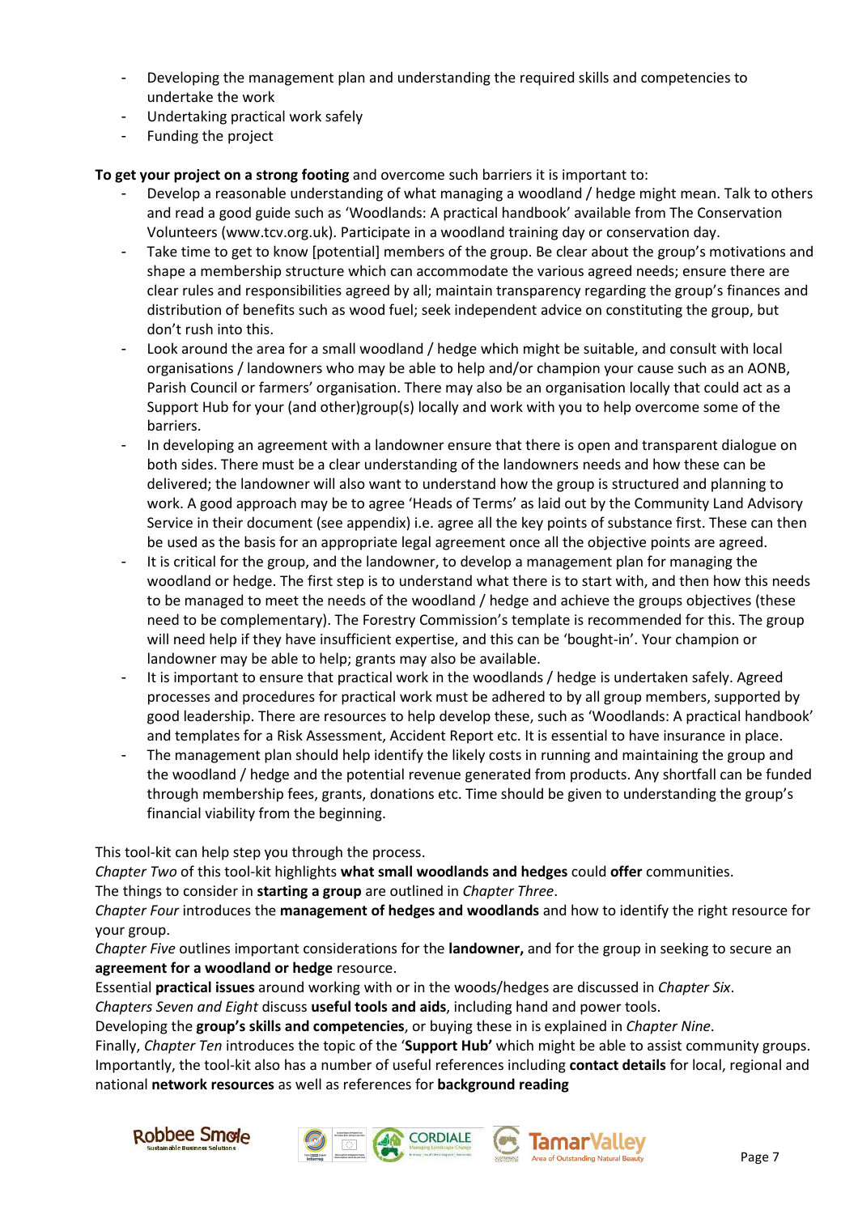- Developing the management plan and understanding the required skills and competencies to undertake the work
- Undertaking practical work safely
- Funding the project

**To get your project on a strong footing** and overcome such barriers it is important to:

- Develop a reasonable understanding of what managing a woodland / hedge might mean. Talk to others and read a good guide such as 'Woodlands: A practical handbook' available from The Conservation Volunteers (www.tcv.org.uk). Participate in a woodland training day or conservation day.
- Take time to get to know [potential] members of the group. Be clear about the group's motivations and shape a membership structure which can accommodate the various agreed needs; ensure there are clear rules and responsibilities agreed by all; maintain transparency regarding the group's finances and distribution of benefits such as wood fuel; seek independent advice on constituting the group, but don't rush into this.
- Look around the area for a small woodland / hedge which might be suitable, and consult with local organisations / landowners who may be able to help and/or champion your cause such as an AONB, Parish Council or farmers' organisation. There may also be an organisation locally that could act as a Support Hub for your (and other)group(s) locally and work with you to help overcome some of the barriers.
- In developing an agreement with a landowner ensure that there is open and transparent dialogue on both sides. There must be a clear understanding of the landowners needs and how these can be delivered; the landowner will also want to understand how the group is structured and planning to work. A good approach may be to agree 'Heads of Terms' as laid out by the Community Land Advisory Service in their document (see appendix) i.e. agree all the key points of substance first. These can then be used as the basis for an appropriate legal agreement once all the objective points are agreed.
- It is critical for the group, and the landowner, to develop a management plan for managing the woodland or hedge. The first step is to understand what there is to start with, and then how this needs to be managed to meet the needs of the woodland / hedge and achieve the groups objectives (these need to be complementary). The Forestry Commission's template is recommended for this. The group will need help if they have insufficient expertise, and this can be 'bought-in'. Your champion or landowner may be able to help; grants may also be available.
- It is important to ensure that practical work in the woodlands / hedge is undertaken safely. Agreed processes and procedures for practical work must be adhered to by all group members, supported by good leadership. There are resources to help develop these, such as 'Woodlands: A practical handbook' and templates for a Risk Assessment, Accident Report etc. It is essential to have insurance in place.
- The management plan should help identify the likely costs in running and maintaining the group and the woodland / hedge and the potential revenue generated from products. Any shortfall can be funded through membership fees, grants, donations etc. Time should be given to understanding the group's financial viability from the beginning.

This tool-kit can help step you through the process.

*Chapter Two* of this tool-kit highlights **what small woodlands and hedges** could **offer** communities.

The things to consider in **starting a group** are outlined in *Chapter Three*.

*Chapter Four* introduces the **management of hedges and woodlands** and how to identify the right resource for your group.

*Chapter Five* outlines important considerations for the **landowner,** and for the group in seeking to secure an **agreement for a woodland or hedge** resource.

Essential **practical issues** around working with or in the woods/hedges are discussed in *Chapter Six*.

*Chapters Seven and Eight* discuss **useful tools and aids**, including hand and power tools.

Developing the **group's skills and competencies**, or buying these in is explained in *Chapter Nine*.

Finally, *Chapter Ten* introduces the topic of the '**Support Hub'** which might be able to assist community groups. Importantly, the tool-kit also has a number of useful references including **contact details** for local, regional and national **network resources** as well as references for **background reading**